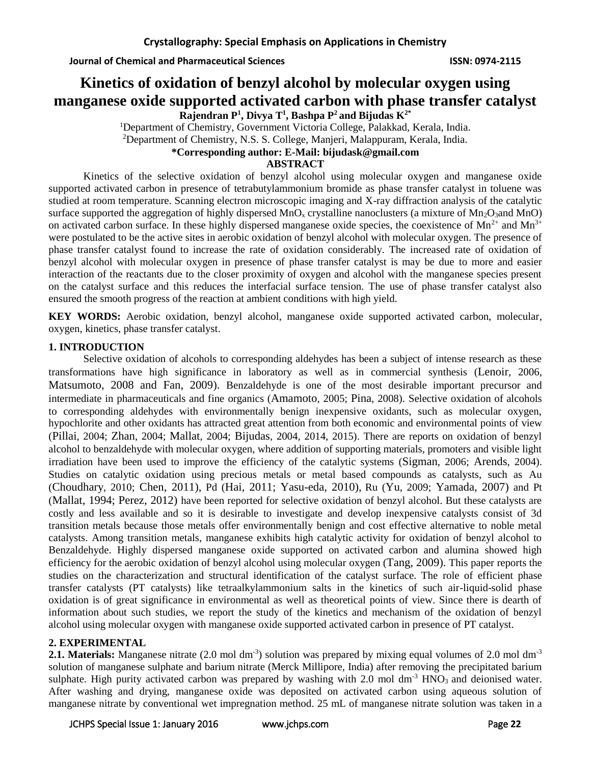# Kinetics of oxidation of benzyl alcohol by molecular oxygen using manganese oxide supported activated carbon with phase transfer catalyst

**Rajendran P[1], Divya T[1], Bashpa P[2] and Bijudas K[2*]**

[1]Department of Chemistry, Government Victoria College, Palakkad, Kerala, India.

[2]Department of Chemistry, N.S. S. College, Manjeri, Malappuram, Kerala, India.

**\*Corresponding author: E-Mail: bijudask@gmail.com**

**ABSTRACT**

Kinetics of the selective oxidation of benzyl alcohol using molecular oxygen and manganese oxide supported activated carbon in presence of tetrabutylammonium bromide as phase transfer catalyst in toluene was studied at room temperature. Scanning electron microscopic imaging and X-ray diffraction analysis of the catalytic surface supported the aggregation of highly dispersed $MnO_x$ crystalline nanoclusters (a mixture of $Mn_2O_3$and MnO) on activated carbon surface. In these highly dispersed manganese oxide species, the coexistence of $Mn^{2+}$ and $Mn^{3+}$ were postulated to be the active sites in aerobic oxidation of benzyl alcohol with molecular oxygen. The presence of phase transfer catalyst found to increase the rate of oxidation considerably. The increased rate of oxidation of benzyl alcohol with molecular oxygen in presence of phase transfer catalyst is may be due to more and easier interaction of the reactants due to the closer proximity of oxygen and alcohol with the manganese species present on the catalyst surface and this reduces the interfacial surface tension. The use of phase transfer catalyst also ensured the smooth progress of the reaction at ambient conditions with high yield.

**KEY WORDS:** Aerobic oxidation, benzyl alcohol, manganese oxide supported activated carbon, molecular, oxygen, kinetics, phase transfer catalyst.

## 1. INTRODUCTION

Selective oxidation of alcohols to corresponding aldehydes has been a subject of intense research as these transformations have high significance in laboratory as well as in commercial synthesis (Lenoir, 2006, Matsumoto, 2008 and Fan, 2009). Benzaldehyde is one of the most desirable important precursor and intermediate in pharmaceuticals and fine organics (Amamoto, 2005; Pina, 2008). Selective oxidation of alcohols to corresponding aldehydes with environmentally benign inexpensive oxidants, such as molecular oxygen, hypochlorite and other oxidants has attracted great attention from both economic and environmental points of view (Pillai, 2004; Zhan, 2004; Mallat, 2004; Bijudas, 2004, 2014, 2015). There are reports on oxidation of benzyl alcohol to benzaldehyde with molecular oxygen, where addition of supporting materials, promoters and visible light irradiation have been used to improve the efficiency of the catalytic systems (Sigman, 2006; Arends, 2004). Studies on catalytic oxidation using precious metals or metal based compounds as catalysts, such as Au (Choudhary, 2010; Chen, 2011), Pd (Hai, 2011; Yasu-eda, 2010), Ru (Yu, 2009; Yamada, 2007) and Pt (Mallat, 1994; Perez, 2012) have been reported for selective oxidation of benzyl alcohol. But these catalysts are costly and less available and so it is desirable to investigate and develop inexpensive catalysts consist of 3d transition metals because those metals offer environmentally benign and cost effective alternative to noble metal catalysts. Among transition metals, manganese exhibits high catalytic activity for oxidation of benzyl alcohol to Benzaldehyde. Highly dispersed manganese oxide supported on activated carbon and alumina showed high efficiency for the aerobic oxidation of benzyl alcohol using molecular oxygen (Tang, 2009). This paper reports the studies on the characterization and structural identification of the catalyst surface. The role of efficient phase transfer catalysts (PT catalysts) like tetraalkylammonium salts in the kinetics of such air-liquid-solid phase oxidation is of great significance in environmental as well as theoretical points of view. Since there is dearth of information about such studies, we report the study of the kinetics and mechanism of the oxidation of benzyl alcohol using molecular oxygen with manganese oxide supported activated carbon in presence of PT catalyst.

## 2. EXPERIMENTAL

**2.1. Materials:** Manganese nitrate (2.0 mol $dm^{-3}$) solution was prepared by mixing equal volumes of 2.0 mol $dm^{-3}$ solution of manganese sulphate and barium nitrate (Merck Millipore, India) after removing the precipitated barium sulphate. High purity activated carbon was prepared by washing with 2.0 mol $dm^{-3}$ $HNO_3$ and deionised water. After washing and drying, manganese oxide was deposited on activated carbon using aqueous solution of manganese nitrate by conventional wet impregnation method. 25 mL of manganese nitrate solution was taken in a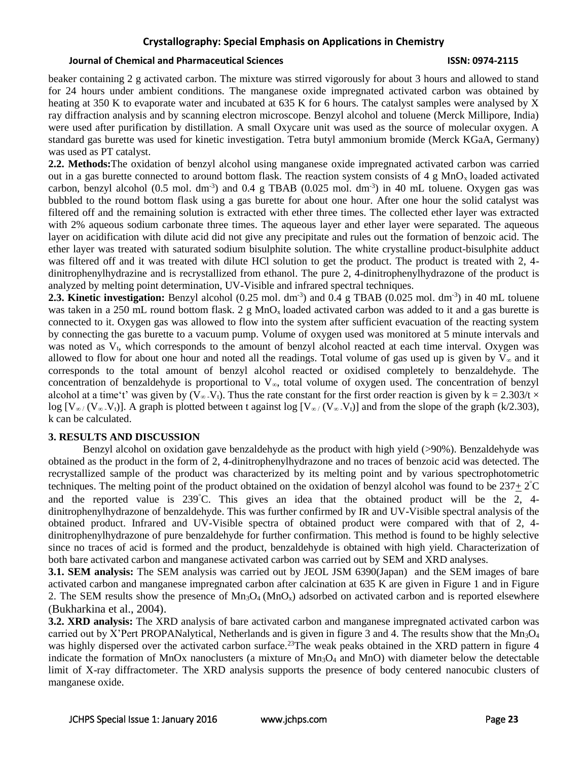beaker containing 2 g activated carbon. The mixture was stirred vigorously for about 3 hours and allowed to stand for 24 hours under ambient conditions. The manganese oxide impregnated activated carbon was obtained by heating at 350 K to evaporate water and incubated at 635 K for 6 hours. The catalyst samples were analysed by X ray diffraction analysis and by scanning electron microscope. Benzyl alcohol and toluene (Merck Millipore, India) were used after purification by distillation. A small Oxycare unit was used as the source of molecular oxygen. A standard gas burette was used for kinetic investigation. Tetra butyl ammonium bromide (Merck KGaA, Germany) was used as PT catalyst.

**2.2. Methods:**The oxidation of benzyl alcohol using manganese oxide impregnated activated carbon was carried out in a gas burette connected to around bottom flask. The reaction system consists of 4 g $MnO_x$ loaded activated carbon, benzyl alcohol (0.5 mol. dm$^{-3}$) and 0.4 g TBAB (0.025 mol. dm$^{-3}$) in 40 mL toluene. Oxygen gas was bubbled to the round bottom flask using a gas burette for about one hour. After one hour the solid catalyst was filtered off and the remaining solution is extracted with ether three times. The collected ether layer was extracted with 2% aqueous sodium carbonate three times. The aqueous layer and ether layer were separated. The aqueous layer on acidification with dilute acid did not give any precipitate and rules out the formation of benzoic acid. The ether layer was treated with saturated sodium bisulphite solution. The white crystalline product-bisulphite adduct was filtered off and it was treated with dilute HCl solution to get the product. The product is treated with 2, 4-dinitrophenylhydrazine and is recrystallized from ethanol. The pure 2, 4-dinitrophenylhydrazone of the product is analyzed by melting point determination, UV-Visible and infrared spectral techniques.

**2.3. Kinetic investigation:** Benzyl alcohol (0.25 mol. dm$^{-3}$) and 0.4 g TBAB (0.025 mol. dm$^{-3}$) in 40 mL toluene was taken in a 250 mL round bottom flask. 2 g $MnO_x$ loaded activated carbon was added to it and a gas burette is connected to it. Oxygen gas was allowed to flow into the system after sufficient evacuation of the reacting system by connecting the gas burette to a vacuum pump. Volume of oxygen used was monitored at 5 minute intervals and was noted as $V_t$, which corresponds to the amount of benzyl alcohol reacted at each time interval. Oxygen was allowed to flow for about one hour and noted all the readings. Total volume of gas used up is given by $V_\infty$ and it corresponds to the total amount of benzyl alcohol reacted or oxidised completely to benzaldehyde. The concentration of benzaldehyde is proportional to $V_\infty$, total volume of oxygen used. The concentration of benzyl alcohol at a time't' was given by $(V_\infty - V_t)$. Thus the rate constant for the first order reaction is given by $k = 2.303/t \times \log [V_\infty / (V_\infty - V_t)]$. A graph is plotted between t against $\log [V_\infty / (V_\infty - V_t)]$ and from the slope of the graph (k/2.303), k can be calculated.

## 3. RESULTS AND DISCUSSION

Benzyl alcohol on oxidation gave benzaldehyde as the product with high yield (>90%). Benzaldehyde was obtained as the product in the form of 2, 4-dinitrophenylhydrazone and no traces of benzoic acid was detected. The recrystallized sample of the product was characterized by its melting point and by various spectrophotometric techniques. The melting point of the product obtained on the oxidation of benzyl alcohol was found to be $237 \pm 2^\circ$C and the reported value is $239^\circ$C. This gives an idea that the obtained product will be the 2, 4-dinitrophenylhydrazone of benzaldehyde. This was further confirmed by IR and UV-Visible spectral analysis of the obtained product. Infrared and UV-Visible spectra of obtained product were compared with that of 2, 4-dinitrophenylhydrazone of pure benzaldehyde for further confirmation. This method is found to be highly selective since no traces of acid is formed and the product, benzaldehyde is obtained with high yield. Characterization of both bare activated carbon and manganese activated carbon was carried out by SEM and XRD analyses.

**3.1. SEM analysis:** The SEM analysis was carried out by JEOL JSM 6390(Japan) and the SEM images of bare activated carbon and manganese impregnated carbon after calcination at 635 K are given in Figure 1 and in Figure 2. The SEM results show the presence of $Mn_3O_4$ ($MnO_x$) adsorbed on activated carbon and is reported elsewhere (Bukharkina et al., 2004).

**3.2. XRD analysis:** The XRD analysis of bare activated carbon and manganese impregnated activated carbon was carried out by X'Pert PROPANalytical, Netherlands and is given in figure 3 and 4. The results show that the $Mn_3O_4$ was highly dispersed over the activated carbon surface.[23]The weak peaks obtained in the XRD pattern in figure 4 indicate the formation of MnOx nanoclusters (a mixture of $Mn_3O_4$ and MnO) with diameter below the detectable limit of X-ray diffractometer. The XRD analysis supports the presence of body centered nanocubic clusters of manganese oxide.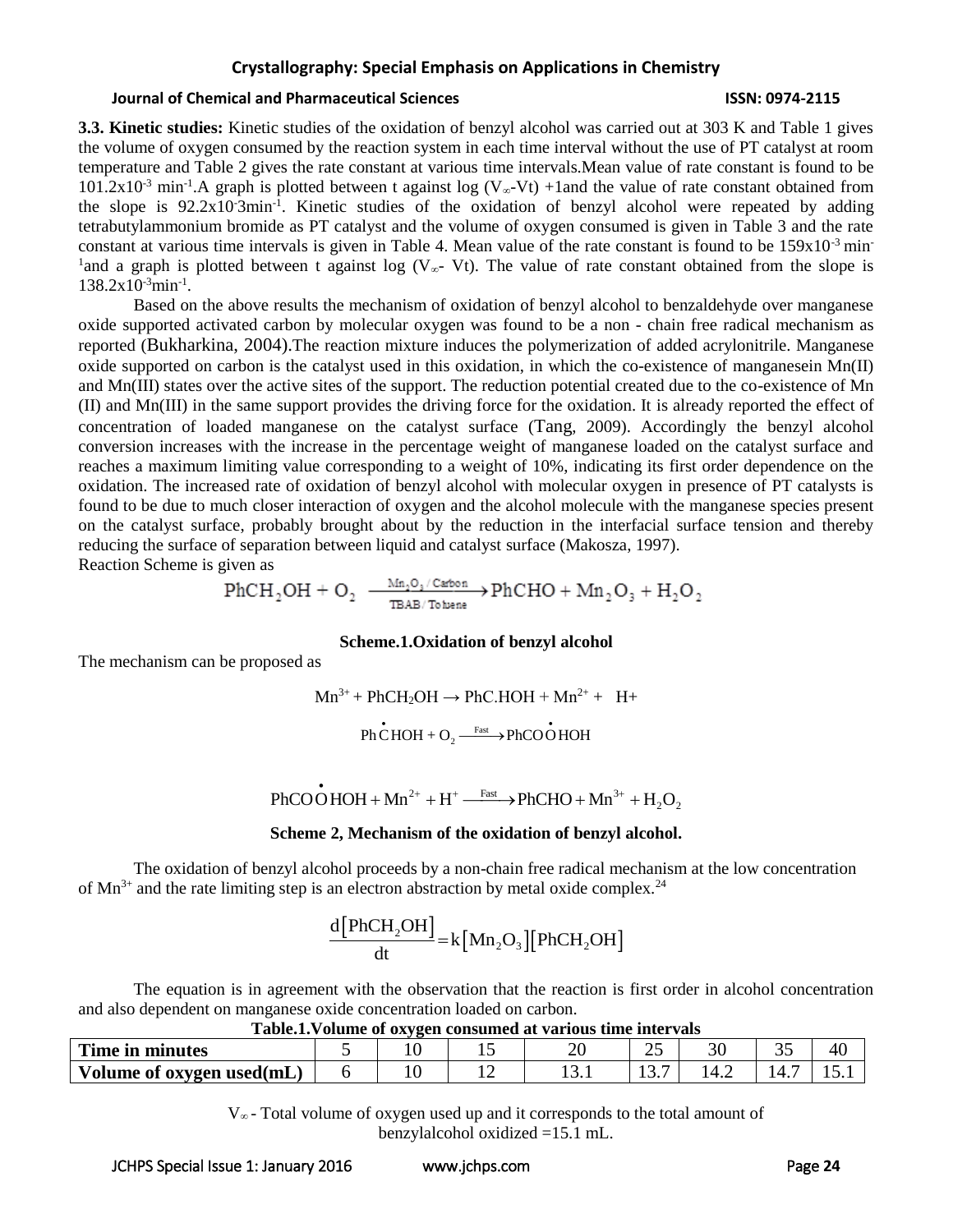**3.3. Kinetic studies:** Kinetic studies of the oxidation of benzyl alcohol was carried out at 303 K and Table 1 gives the volume of oxygen consumed by the reaction system in each time interval without the use of PT catalyst at room temperature and Table 2 gives the rate constant at various time intervals.Mean value of rate constant is found to be $101.2 \times 10^{-3}$ min$^{-1}$.A graph is plotted between t against log ($V_\infty$-Vt) +1and the value of rate constant obtained from the slope is $92.2 \times 10^{-3}$min$^{-1}$. Kinetic studies of the oxidation of benzyl alcohol were repeated by adding tetrabutylammonium bromide as PT catalyst and the volume of oxygen consumed is given in Table 3 and the rate constant at various time intervals is given in Table 4. Mean value of the rate constant is found to be $159 \times 10^{-3}$ min$^{-1}$and a graph is plotted between t against log ($V_\infty$- Vt). The value of rate constant obtained from the slope is $138.2 \times 10^{-3}$min$^{-1}$.

Based on the above results the mechanism of oxidation of benzyl alcohol to benzaldehyde over manganese oxide supported activated carbon by molecular oxygen was found to be a non - chain free radical mechanism as reported (Bukharkina, 2004).The reaction mixture induces the polymerization of added acrylonitrile. Manganese oxide supported on carbon is the catalyst used in this oxidation, in which the co-existence of manganesein Mn(II) and Mn(III) states over the active sites of the support. The reduction potential created due to the co-existence of Mn (II) and Mn(III) in the same support provides the driving force for the oxidation. It is already reported the effect of concentration of loaded manganese on the catalyst surface (Tang, 2009). Accordingly the benzyl alcohol conversion increases with the increase in the percentage weight of manganese loaded on the catalyst surface and reaches a maximum limiting value corresponding to a weight of 10%, indicating its first order dependence on the oxidation. The increased rate of oxidation of benzyl alcohol with molecular oxygen in presence of PT catalysts is found to be due to much closer interaction of oxygen and the alcohol molecule with the manganese species present on the catalyst surface, probably brought about by the reduction in the interfacial surface tension and thereby reducing the surface of separation between liquid and catalyst surface (Makosza, 1997).

Reaction Scheme is given as

$$PhCH_2OH + O_2 \xrightarrow[\text{TBAB / Toluene}]{Mn_2O_3\text{ / Carbon}} PhCHO + Mn_2O_3 + H_2O_2$$

**Scheme.1.Oxidation of benzyl alcohol**

The mechanism can be proposed as

$$Mn^{3+} + PhCH_2OH \rightarrow PhC.HOH + Mn^{2+} + H^+$$

$$Ph\dot{C}HOH + O_2 \xrightarrow{\text{Fast}} PhCO\dot{O}HOH$$

$$PhCO\dot{O}HOH + Mn^{2+} + H^+ \xrightarrow{\text{Fast}} PhCHO + Mn^{3+} + H_2O_2$$

**Scheme 2, Mechanism of the oxidation of benzyl alcohol.**

The oxidation of benzyl alcohol proceeds by a non-chain free radical mechanism at the low concentration of $Mn^{3+}$ and the rate limiting step is an electron abstraction by metal oxide complex.[24]

$$\frac{d[PhCH_2OH]}{dt} = k[Mn_2O_3][PhCH_2OH]$$

The equation is in agreement with the observation that the reaction is first order in alcohol concentration and also dependent on manganese oxide concentration loaded on carbon.

**Table.1.Volume of oxygen consumed at various time intervals**

| **Time in minutes** | 5 | 10 | 15 | 20 | 25 | 30 | 35 | 40 |
|---|---|---|---|---|---|---|---|---|
| **Volume of oxygen used(mL)** | 6 | 10 | 12 | 13.1 | 13.7 | 14.2 | 14.7 | 15.1 |

$V_\infty$ - Total volume of oxygen used up and it corresponds to the total amount of benzylalcohol oxidized =15.1 mL.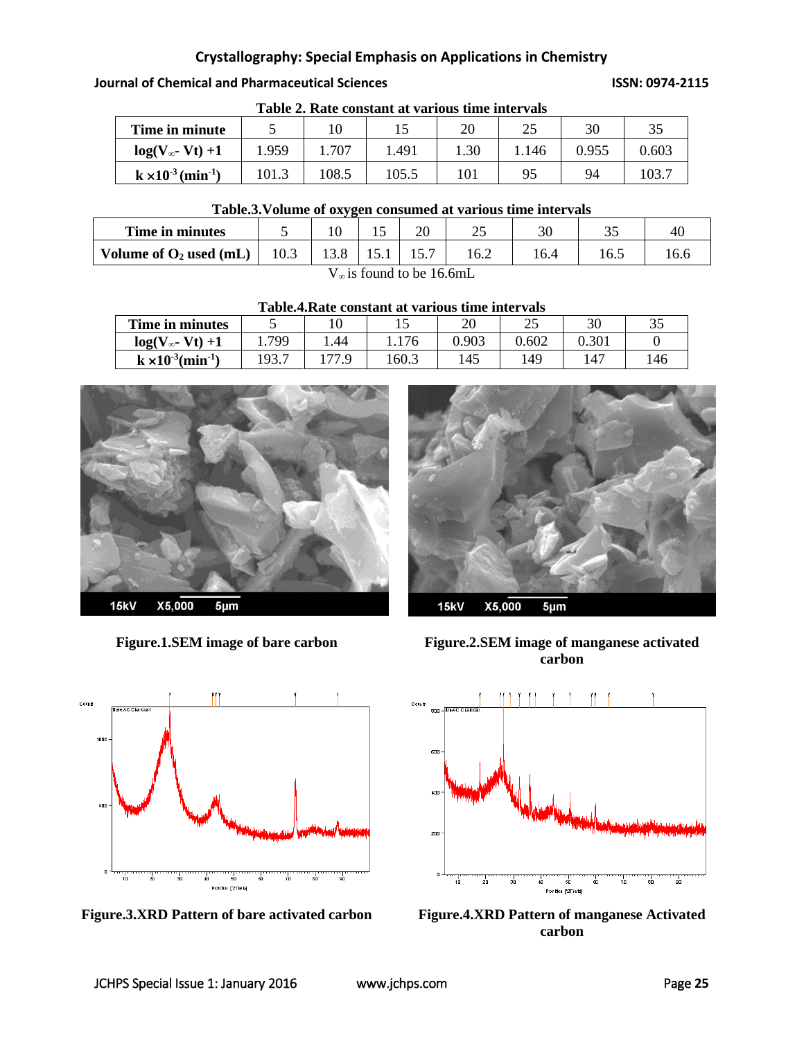**Table 2. Rate constant at various time intervals**

| Time in minute | 5 | 10 | 15 | 20 | 25 | 30 | 35 |
|---|---|---|---|---|---|---|---|
| $\log(V_\infty - V_t) + 1$ | 1.959 | 1.707 | 1.491 | 1.30 | 1.146 | 0.955 | 0.603 |
| $k \times 10^{-3}$ ($min^{-1}$) | 101.3 | 108.5 | 105.5 | 101 | 95 | 94 | 103.7 |

**Table.3.Volume of oxygen consumed at various time intervals**

| Time in minutes | 5 | 10 | 15 | 20 | 25 | 30 | 35 | 40 |
|---|---|---|---|---|---|---|---|---|
| Volume of $O_2$ used (mL) | 10.3 | 13.8 | 15.1 | 15.7 | 16.2 | 16.4 | 16.5 | 16.6 |

$V_\infty$ is found to be 16.6mL

**Table.4.Rate constant at various time intervals**

| Time in minutes | 5 | 10 | 15 | 20 | 25 | 30 | 35 |
|---|---|---|---|---|---|---|---|
| $\log(V_\infty - V_t) + 1$ | 1.799 | 1.44 | 1.176 | 0.903 | 0.602 | 0.301 | 0 |
| $k \times 10^{-3}$ ($min^{-1}$) | 193.7 | 177.9 | 160.3 | 145 | 149 | 147 | 146 |

**Figure.1.SEM image of bare carbon**

**Figure.2.SEM image of manganese activated carbon**

**Figure.3.XRD Pattern of bare activated carbon**

**Figure.4.XRD Pattern of manganese Activated carbon**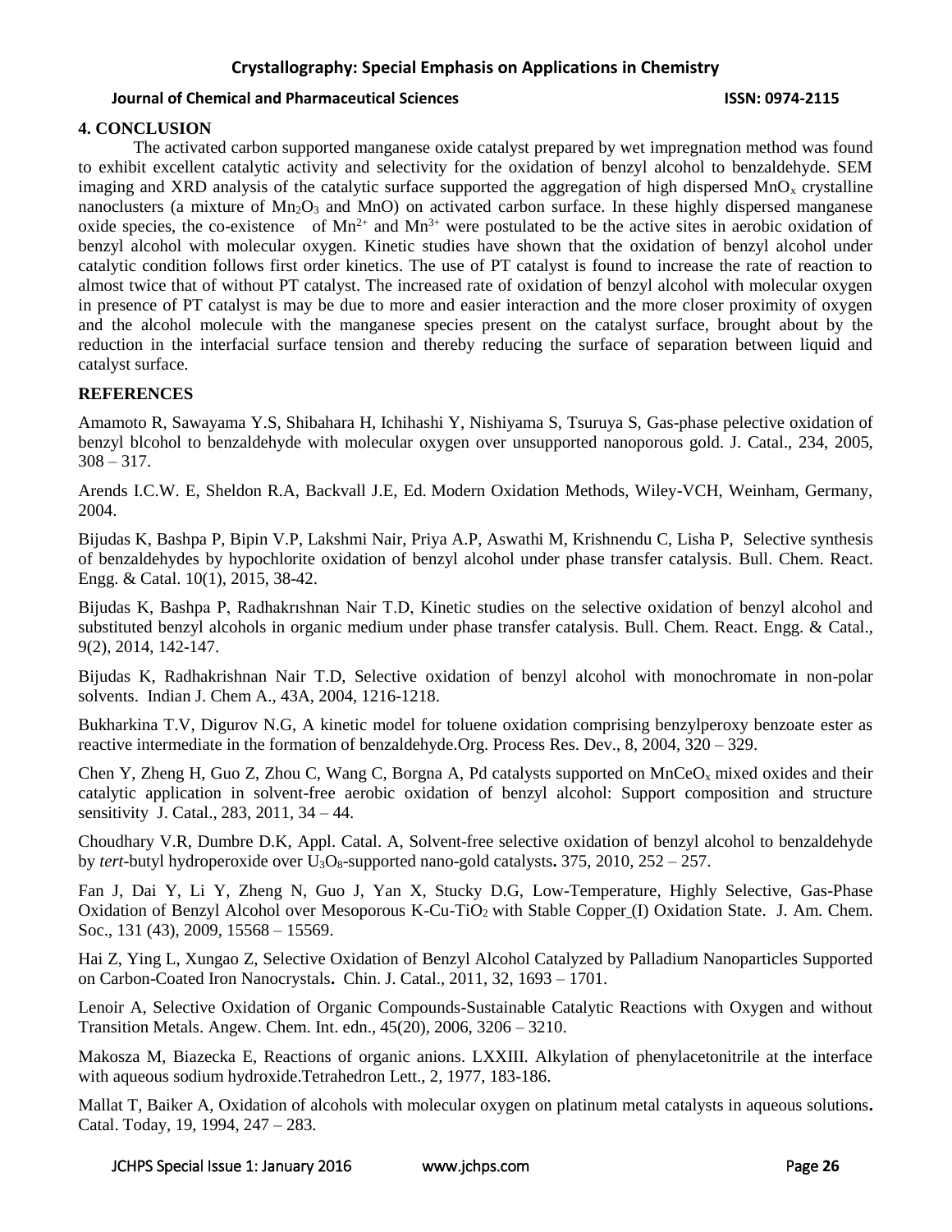## 4. CONCLUSION

The activated carbon supported manganese oxide catalyst prepared by wet impregnation method was found to exhibit excellent catalytic activity and selectivity for the oxidation of benzyl alcohol to benzaldehyde. SEM imaging and XRD analysis of the catalytic surface supported the aggregation of high dispersed $MnO_x$ crystalline nanoclusters (a mixture of $Mn_2O_3$ and MnO) on activated carbon surface. In these highly dispersed manganese oxide species, the co-existence of $Mn^{2+}$ and $Mn^{3+}$ were postulated to be the active sites in aerobic oxidation of benzyl alcohol with molecular oxygen. Kinetic studies have shown that the oxidation of benzyl alcohol under catalytic condition follows first order kinetics. The use of PT catalyst is found to increase the rate of reaction to almost twice that of without PT catalyst. The increased rate of oxidation of benzyl alcohol with molecular oxygen in presence of PT catalyst is may be due to more and easier interaction and the more closer proximity of oxygen and the alcohol molecule with the manganese species present on the catalyst surface, brought about by the reduction in the interfacial surface tension and thereby reducing the surface of separation between liquid and catalyst surface.

## REFERENCES

Amamoto R, Sawayama Y.S, Shibahara H, Ichihashi Y, Nishiyama S, Tsuruya S, Gas-phase pelective oxidation of benzyl blcohol to benzaldehyde with molecular oxygen over unsupported nanoporous gold. J. Catal., 234, 2005, 308 – 317.

Arends I.C.W. E, Sheldon R.A, Backvall J.E, Ed. Modern Oxidation Methods, Wiley-VCH, Weinham, Germany, 2004.

Bijudas K, Bashpa P, Bipin V.P, Lakshmi Nair, Priya A.P, Aswathi M, Krishnendu C, Lisha P, Selective synthesis of benzaldehydes by hypochlorite oxidation of benzyl alcohol under phase transfer catalysis. Bull. Chem. React. Engg. & Catal. 10(1), 2015, 38-42.

Bijudas K, Bashpa P, Radhakrıshnan Nair T.D, Kinetic studies on the selective oxidation of benzyl alcohol and substituted benzyl alcohols in organic medium under phase transfer catalysis. Bull. Chem. React. Engg. & Catal., 9(2), 2014, 142-147.

Bijudas K, Radhakrishnan Nair T.D, Selective oxidation of benzyl alcohol with monochromate in non-polar solvents. Indian J. Chem A., 43A, 2004, 1216-1218.

Bukharkina T.V, Digurov N.G, A kinetic model for toluene oxidation comprising benzylperoxy benzoate ester as reactive intermediate in the formation of benzaldehyde.Org. Process Res. Dev., 8, 2004, 320 – 329.

Chen Y, Zheng H, Guo Z, Zhou C, Wang C, Borgna A, Pd catalysts supported on $MnCeO_x$ mixed oxides and their catalytic application in solvent-free aerobic oxidation of benzyl alcohol: Support composition and structure sensitivity J. Catal., 283, 2011, 34 – 44.

Choudhary V.R, Dumbre D.K, Appl. Catal. A, Solvent-free selective oxidation of benzyl alcohol to benzaldehyde by *tert*-butyl hydroperoxide over $U_3O_8$-supported nano-gold catalysts**.** 375, 2010, 252 – 257.

Fan J, Dai Y, Li Y, Zheng N, Guo J, Yan X, Stucky D.G, Low-Temperature, Highly Selective, Gas-Phase Oxidation of Benzyl Alcohol over Mesoporous K-Cu-$TiO_2$ with Stable Copper (I) Oxidation State. J. Am. Chem. Soc., 131 (43), 2009, 15568 – 15569.

Hai Z, Ying L, Xungao Z, Selective Oxidation of Benzyl Alcohol Catalyzed by Palladium Nanoparticles Supported on Carbon-Coated Iron Nanocrystals**.** Chin. J. Catal., 2011, 32, 1693 – 1701.

Lenoir A, Selective Oxidation of Organic Compounds-Sustainable Catalytic Reactions with Oxygen and without Transition Metals. Angew. Chem. Int. edn., 45(20), 2006, 3206 – 3210.

Makosza M, Biazecka E, Reactions of organic anions. LXXIII. Alkylation of phenylacetonitrile at the interface with aqueous sodium hydroxide.Tetrahedron Lett., 2, 1977, 183-186.

Mallat T, Baiker A, Oxidation of alcohols with molecular oxygen on platinum metal catalysts in aqueous solutions**.** Catal. Today, 19, 1994, 247 – 283.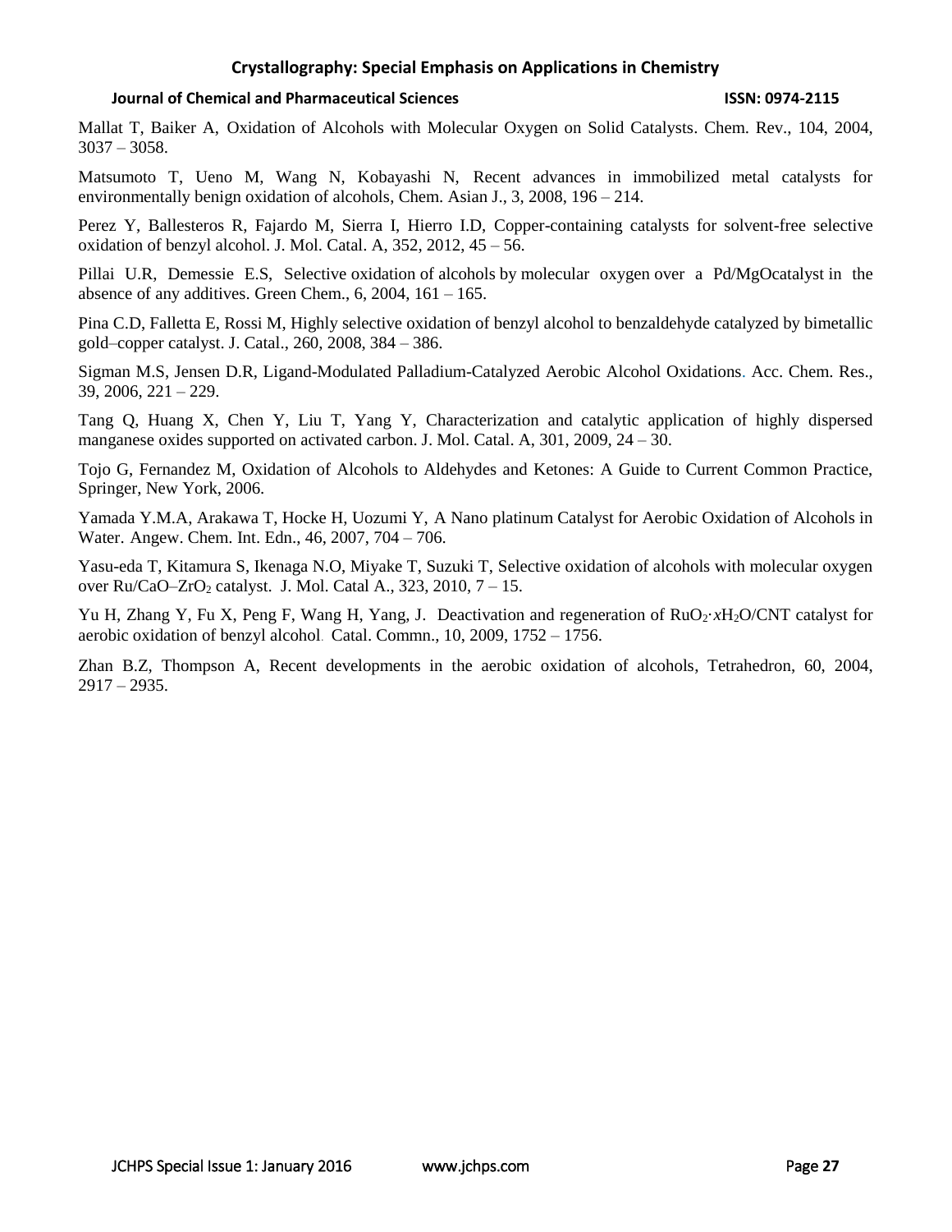Mallat T, Baiker A, Oxidation of Alcohols with Molecular Oxygen on Solid Catalysts. Chem. Rev., 104, 2004, 3037 – 3058.

Matsumoto T, Ueno M, Wang N, Kobayashi N, Recent advances in immobilized metal catalysts for environmentally benign oxidation of alcohols, Chem. Asian J., 3, 2008, 196 – 214.

Perez Y, Ballesteros R, Fajardo M, Sierra I, Hierro I.D, Copper-containing catalysts for solvent-free selective oxidation of benzyl alcohol. J. Mol. Catal. A, 352, 2012, 45 – 56.

Pillai U.R, Demessie E.S, Selective oxidation of alcohols by molecular oxygen over a Pd/MgOcatalyst in the absence of any additives. Green Chem., 6, 2004, 161 – 165.

Pina C.D, Falletta E, Rossi M, Highly selective oxidation of benzyl alcohol to benzaldehyde catalyzed by bimetallic gold–copper catalyst. J. Catal., 260, 2008, 384 – 386.

Sigman M.S, Jensen D.R, Ligand-Modulated Palladium-Catalyzed Aerobic Alcohol Oxidations. Acc. Chem. Res., 39, 2006, 221 – 229.

Tang Q, Huang X, Chen Y, Liu T, Yang Y, Characterization and catalytic application of highly dispersed manganese oxides supported on activated carbon. J. Mol. Catal. A, 301, 2009, 24 – 30.

Tojo G, Fernandez M, Oxidation of Alcohols to Aldehydes and Ketones: A Guide to Current Common Practice, Springer, New York, 2006.

Yamada Y.M.A, Arakawa T, Hocke H, Uozumi Y, A Nano platinum Catalyst for Aerobic Oxidation of Alcohols in Water. Angew. Chem. Int. Edn., 46, 2007, 704 – 706.

Yasu-eda T, Kitamura S, Ikenaga N.O, Miyake T, Suzuki T, Selective oxidation of alcohols with molecular oxygen over Ru/CaO–$ZrO_2$ catalyst. J. Mol. Catal A., 323, 2010, 7 – 15.

Yu H, Zhang Y, Fu X, Peng F, Wang H, Yang, J. Deactivation and regeneration of $RuO_2 \cdot xH_2O$/CNT catalyst for aerobic oxidation of benzyl alcohol. Catal. Commn., 10, 2009, 1752 – 1756.

Zhan B.Z, Thompson A, Recent developments in the aerobic oxidation of alcohols, Tetrahedron, 60, 2004, 2917 – 2935.